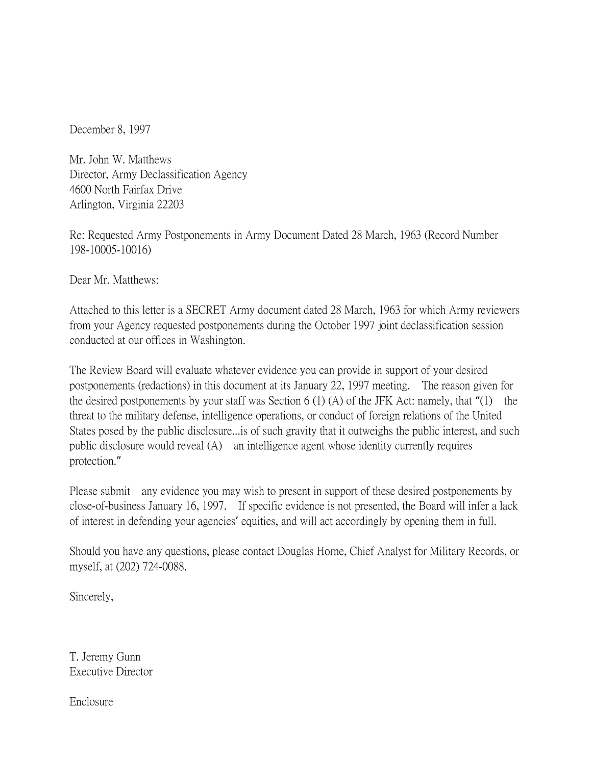December 8, 1997

Mr. John W. Matthews  
Director, Army Declassification Agency  
4600 North Fairfax Drive  
Arlington, Virginia 22203

Re: Requested Army Postponements in Army Document Dated 28 March, 1963 (Record Number 198-10005-10016)

Dear Mr. Matthews:

Attached to this letter is a SECRET Army document dated 28 March, 1963 for which Army reviewers from your Agency requested postponements during the October 1997 joint declassification session conducted at our offices in Washington.

The Review Board will evaluate whatever evidence you can provide in support of your desired postponements (redactions) in this document at its January 22, 1997 meeting. The reason given for the desired postponements by your staff was Section 6 (1) (A) of the JFK Act: namely, that "(1) the threat to the military defense, intelligence operations, or conduct of foreign relations of the United States posed by the public disclosure...is of such gravity that it outweighs the public interest, and such public disclosure would reveal (A) an intelligence agent whose identity currently requires protection."

Please submit any evidence you may wish to present in support of these desired postponements by close-of-business January 16, 1997. If specific evidence is not presented, the Board will infer a lack of interest in defending your agencies' equities, and will act accordingly by opening them in full.

Should you have any questions, please contact Douglas Horne, Chief Analyst for Military Records, or myself, at (202) 724-0088.

Sincerely,

T. Jeremy Gunn  
Executive Director

Enclosure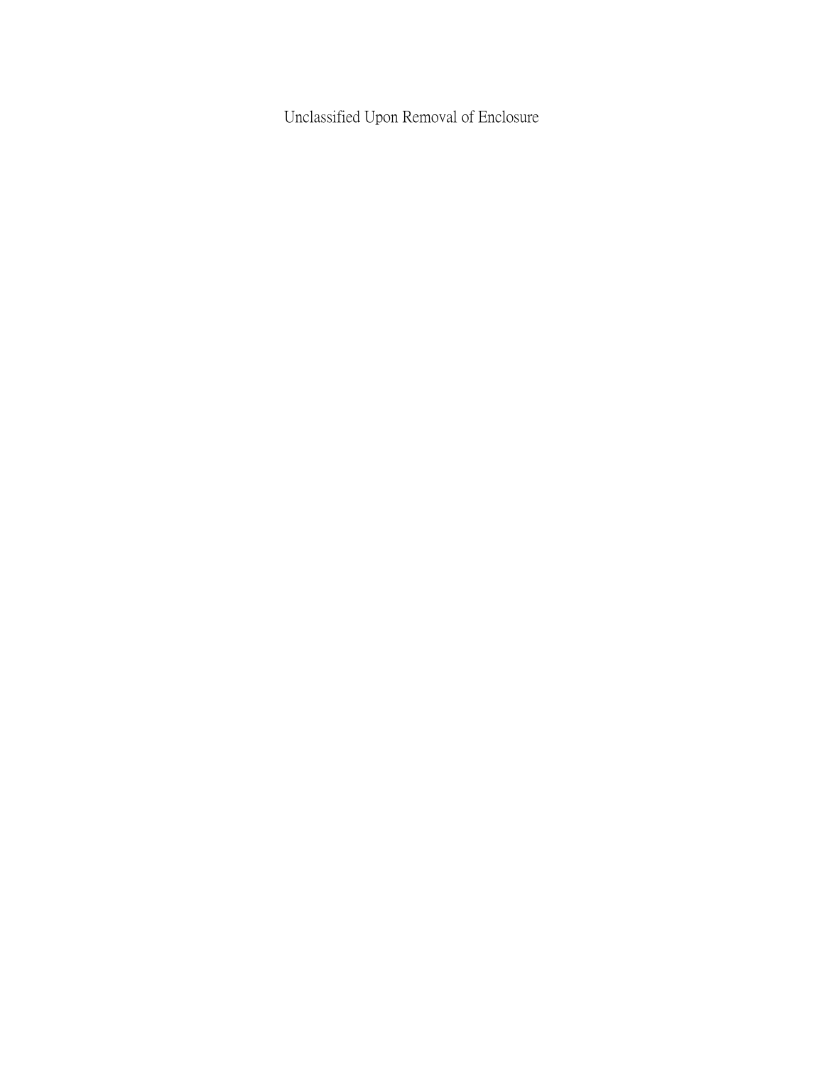Unclassified Upon Removal of Enclosure